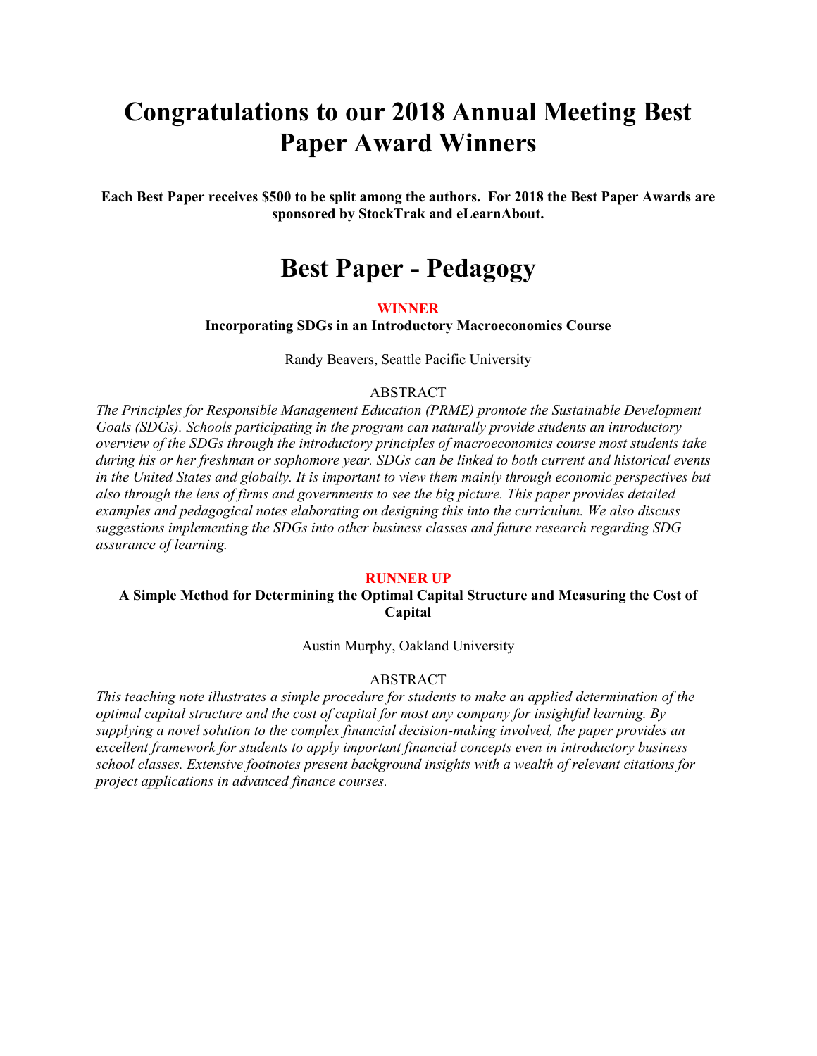# Congratulations to our 2018 Annual Meeting Best Paper Award Winners

**Each Best Paper receives $500 to be split among the authors. For 2018 the Best Paper Awards are sponsored by StockTrak and eLearnAbout.**

## Best Paper - Pedagogy

**WINNER**

**Incorporating SDGs in an Introductory Macroeconomics Course**

Randy Beavers, Seattle Pacific University

ABSTRACT

*The Principles for Responsible Management Education (PRME) promote the Sustainable Development Goals (SDGs). Schools participating in the program can naturally provide students an introductory overview of the SDGs through the introductory principles of macroeconomics course most students take during his or her freshman or sophomore year. SDGs can be linked to both current and historical events in the United States and globally. It is important to view them mainly through economic perspectives but also through the lens of firms and governments to see the big picture. This paper provides detailed examples and pedagogical notes elaborating on designing this into the curriculum. We also discuss suggestions implementing the SDGs into other business classes and future research regarding SDG assurance of learning.*

**RUNNER UP**

**A Simple Method for Determining the Optimal Capital Structure and Measuring the Cost of Capital**

Austin Murphy, Oakland University

ABSTRACT

*This teaching note illustrates a simple procedure for students to make an applied determination of the optimal capital structure and the cost of capital for most any company for insightful learning. By supplying a novel solution to the complex financial decision-making involved, the paper provides an excellent framework for students to apply important financial concepts even in introductory business school classes. Extensive footnotes present background insights with a wealth of relevant citations for project applications in advanced finance courses.*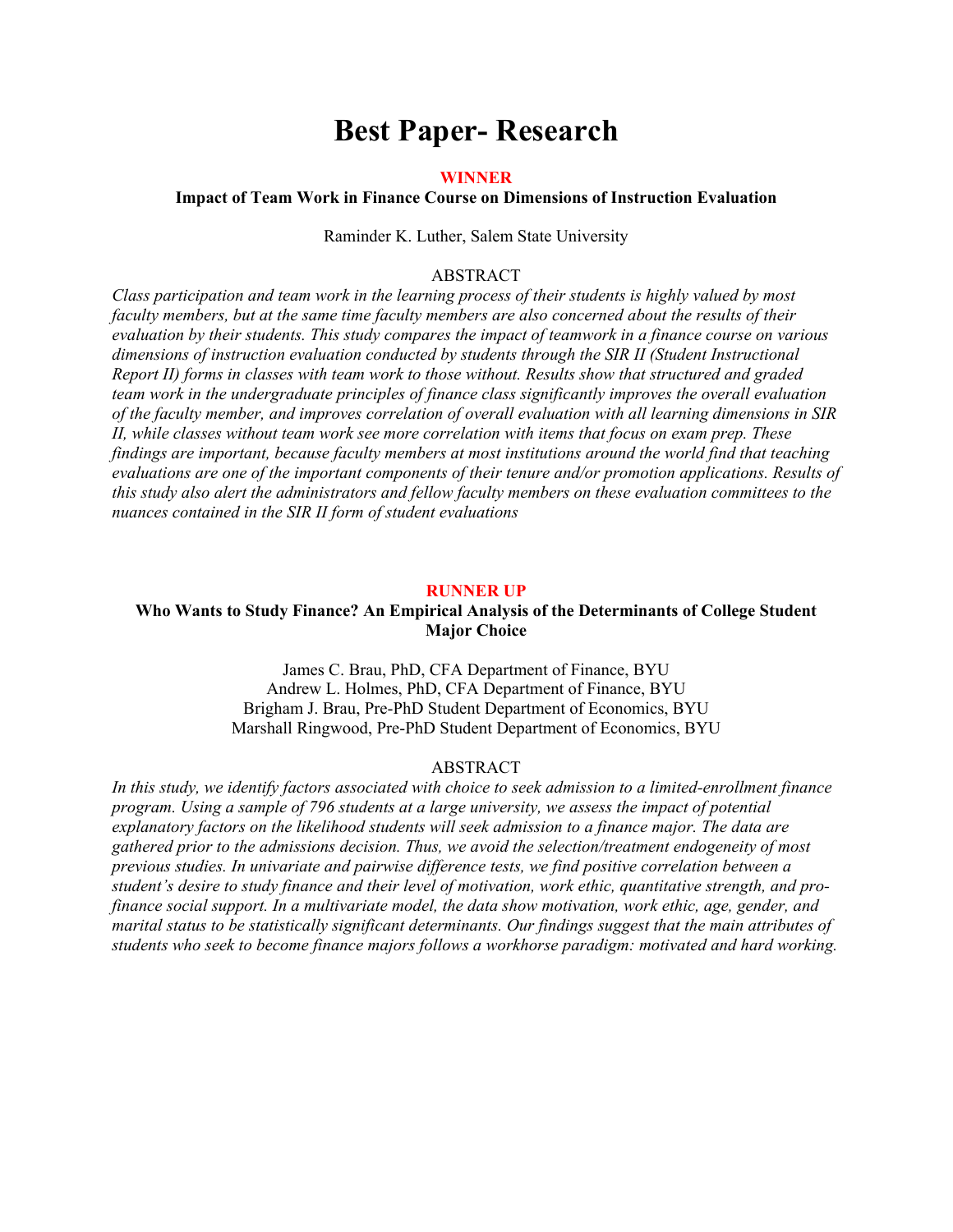# Best Paper- Research

**WINNER**

**Impact of Team Work in Finance Course on Dimensions of Instruction Evaluation**

Raminder K. Luther, Salem State University

ABSTRACT

*Class participation and team work in the learning process of their students is highly valued by most faculty members, but at the same time faculty members are also concerned about the results of their evaluation by their students. This study compares the impact of teamwork in a finance course on various dimensions of instruction evaluation conducted by students through the SIR II (Student Instructional Report II) forms in classes with team work to those without. Results show that structured and graded team work in the undergraduate principles of finance class significantly improves the overall evaluation of the faculty member, and improves correlation of overall evaluation with all learning dimensions in SIR II, while classes without team work see more correlation with items that focus on exam prep. These findings are important, because faculty members at most institutions around the world find that teaching evaluations are one of the important components of their tenure and/or promotion applications. Results of this study also alert the administrators and fellow faculty members on these evaluation committees to the nuances contained in the SIR II form of student evaluations*

**RUNNER UP**

**Who Wants to Study Finance? An Empirical Analysis of the Determinants of College Student Major Choice**

James C. Brau, PhD, CFA Department of Finance, BYU
Andrew L. Holmes, PhD, CFA Department of Finance, BYU
Brigham J. Brau, Pre-PhD Student Department of Economics, BYU
Marshall Ringwood, Pre-PhD Student Department of Economics, BYU

ABSTRACT

*In this study, we identify factors associated with choice to seek admission to a limited-enrollment finance program. Using a sample of 796 students at a large university, we assess the impact of potential explanatory factors on the likelihood students will seek admission to a finance major. The data are gathered prior to the admissions decision. Thus, we avoid the selection/treatment endogeneity of most previous studies. In univariate and pairwise difference tests, we find positive correlation between a student's desire to study finance and their level of motivation, work ethic, quantitative strength, and pro-finance social support. In a multivariate model, the data show motivation, work ethic, age, gender, and marital status to be statistically significant determinants. Our findings suggest that the main attributes of students who seek to become finance majors follows a workhorse paradigm: motivated and hard working.*